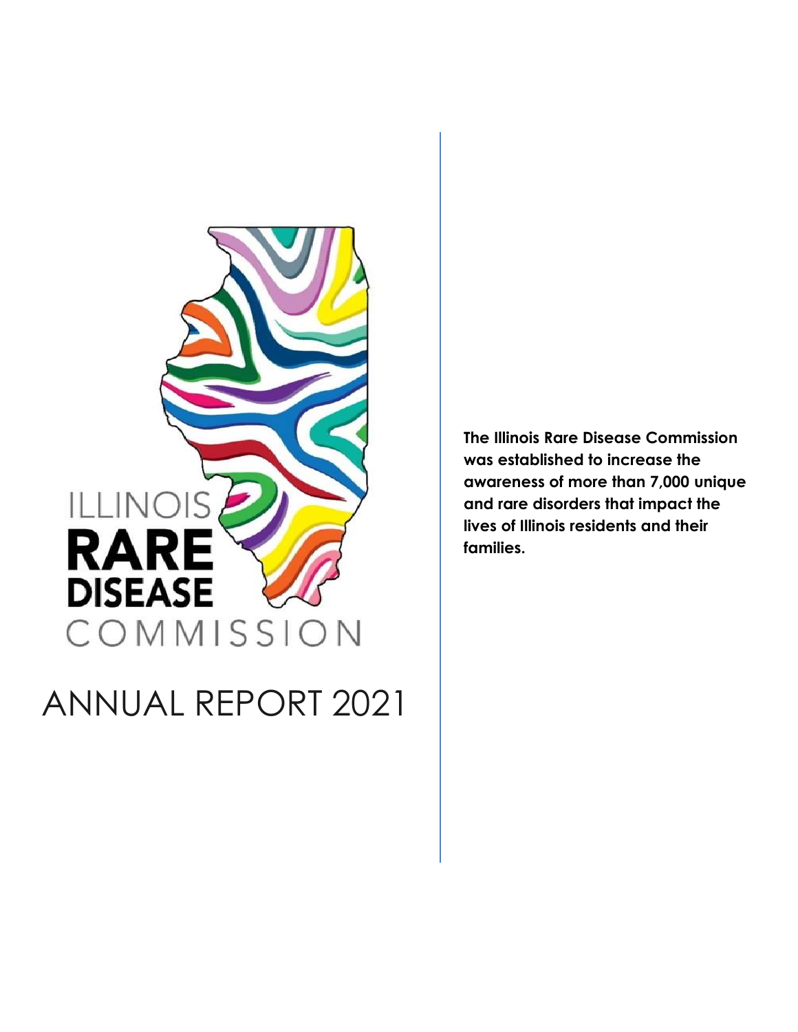ILLINOIS

**RARE**

**DISEASE**

COMMISSION

# ANNUAL REPORT 2021

**The Illinois Rare Disease Commission was established to increase the awareness of more than 7,000 unique and rare disorders that impact the lives of Illinois residents and their families.**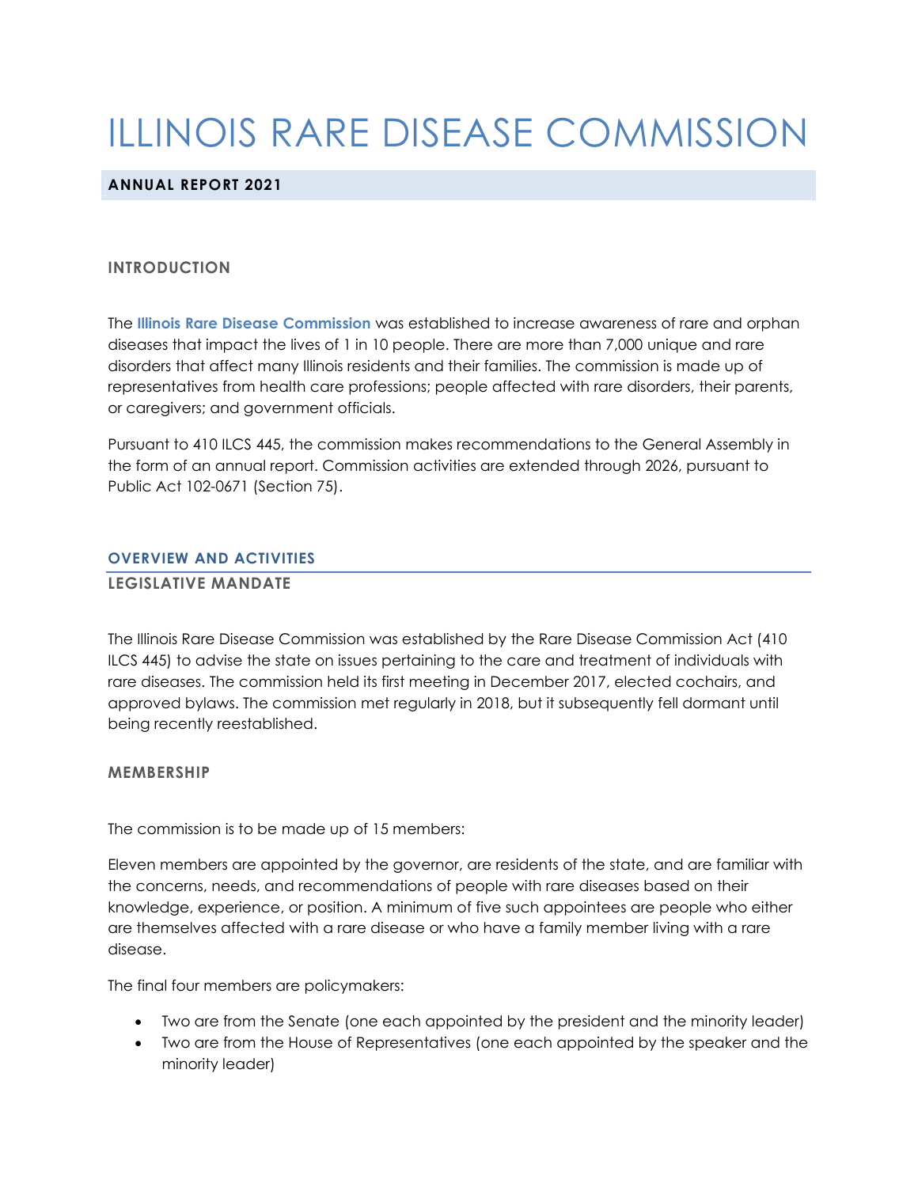# ILLINOIS RARE DISEASE COMMISSION

**ANNUAL REPORT 2021**

## INTRODUCTION

The **Illinois Rare Disease Commission** was established to increase awareness of rare and orphan diseases that impact the lives of 1 in 10 people. There are more than 7,000 unique and rare disorders that affect many Illinois residents and their families. The commission is made up of representatives from health care professions; people affected with rare disorders, their parents, or caregivers; and government officials.

Pursuant to 410 ILCS 445, the commission makes recommendations to the General Assembly in the form of an annual report. Commission activities are extended through 2026, pursuant to Public Act 102-0671 (Section 75).

## OVERVIEW AND ACTIVITIES

### LEGISLATIVE MANDATE

The Illinois Rare Disease Commission was established by the Rare Disease Commission Act (410 ILCS 445) to advise the state on issues pertaining to the care and treatment of individuals with rare diseases. The commission held its first meeting in December 2017, elected cochairs, and approved bylaws. The commission met regularly in 2018, but it subsequently fell dormant until being recently reestablished.

### MEMBERSHIP

The commission is to be made up of 15 members:

Eleven members are appointed by the governor, are residents of the state, and are familiar with the concerns, needs, and recommendations of people with rare diseases based on their knowledge, experience, or position. A minimum of five such appointees are people who either are themselves affected with a rare disease or who have a family member living with a rare disease.

The final four members are policymakers:

- Two are from the Senate (one each appointed by the president and the minority leader)
- Two are from the House of Representatives (one each appointed by the speaker and the minority leader)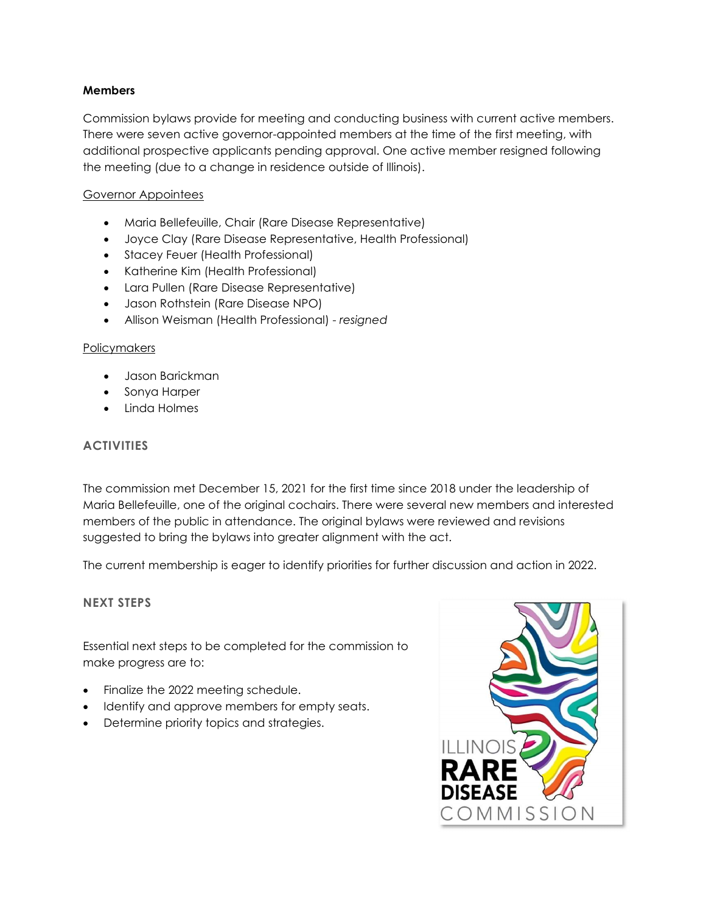**Members**

Commission bylaws provide for meeting and conducting business with current active members. There were seven active governor-appointed members at the time of the first meeting, with additional prospective applicants pending approval. One active member resigned following the meeting (due to a change in residence outside of Illinois).

Governor Appointees

- Maria Bellefeuille, Chair (Rare Disease Representative)
- Joyce Clay (Rare Disease Representative, Health Professional)
- Stacey Feuer (Health Professional)
- Katherine Kim (Health Professional)
- Lara Pullen (Rare Disease Representative)
- Jason Rothstein (Rare Disease NPO)
- Allison Weisman (Health Professional) - *resigned*

Policymakers

- Jason Barickman
- Sonya Harper
- Linda Holmes

## ACTIVITIES

The commission met December 15, 2021 for the first time since 2018 under the leadership of Maria Bellefeuille, one of the original cochairs. There were several new members and interested members of the public in attendance. The original bylaws were reviewed and revisions suggested to bring the bylaws into greater alignment with the act.

The current membership is eager to identify priorities for further discussion and action in 2022.

## NEXT STEPS

Essential next steps to be completed for the commission to make progress are to:

- Finalize the 2022 meeting schedule.
- Identify and approve members for empty seats.
- Determine priority topics and strategies.

ILLINOIS RARE DISEASE COMMISSION